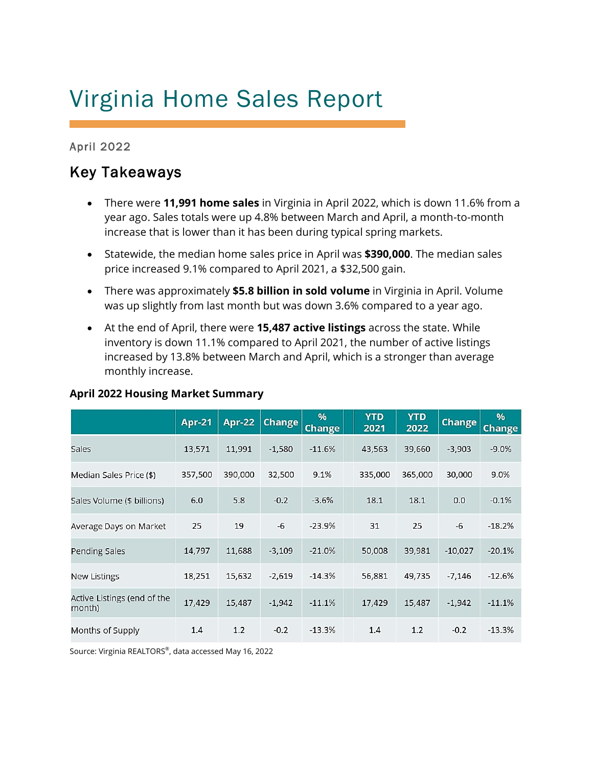# Virginia Home Sales Report

April 2022

## Key Takeaways

- There were **11,991 home sales** in Virginia in April 2022, which is down 11.6% from a year ago. Sales totals were up 4.8% between March and April, a month-to-month increase that is lower than it has been during typical spring markets.
- Statewide, the median home sales price in April was **$390,000**. The median sales price increased 9.1% compared to April 2021, a $32,500 gain.
- There was approximately **$5.8 billion in sold volume** in Virginia in April. Volume was up slightly from last month but was down 3.6% compared to a year ago.
- At the end of April, there were **15,487 active listings** across the state. While inventory is down 11.1% compared to April 2021, the number of active listings increased by 13.8% between March and April, which is a stronger than average monthly increase.

**April 2022 Housing Market Summary**

| | Apr-21 | Apr-22 | Change | % Change | YTD 2021 | YTD 2022 | Change | % Change |
|---|---|---|---|---|---|---|---|---|
| Sales | 13,571 | 11,991 | -1,580 | -11.6% | 43,563 | 39,660 | -3,903 | -9.0% |
| Median Sales Price ($) | 357,500 | 390,000 | 32,500 | 9.1% | 335,000 | 365,000 | 30,000 | 9.0% |
| Sales Volume ($ billions) | 6.0 | 5.8 | -0.2 | -3.6% | 18.1 | 18.1 | 0.0 | -0.1% |
| Average Days on Market | 25 | 19 | -6 | -23.9% | 31 | 25 | -6 | -18.2% |
| Pending Sales | 14,797 | 11,688 | -3,109 | -21.0% | 50,008 | 39,981 | -10,027 | -20.1% |
| New Listings | 18,251 | 15,632 | -2,619 | -14.3% | 56,881 | 49,735 | -7,146 | -12.6% |
| Active Listings (end of the month) | 17,429 | 15,487 | -1,942 | -11.1% | 17,429 | 15,487 | -1,942 | -11.1% |
| Months of Supply | 1.4 | 1.2 | -0.2 | -13.3% | 1.4 | 1.2 | -0.2 | -13.3% |

Source: Virginia REALTORS®, data accessed May 16, 2022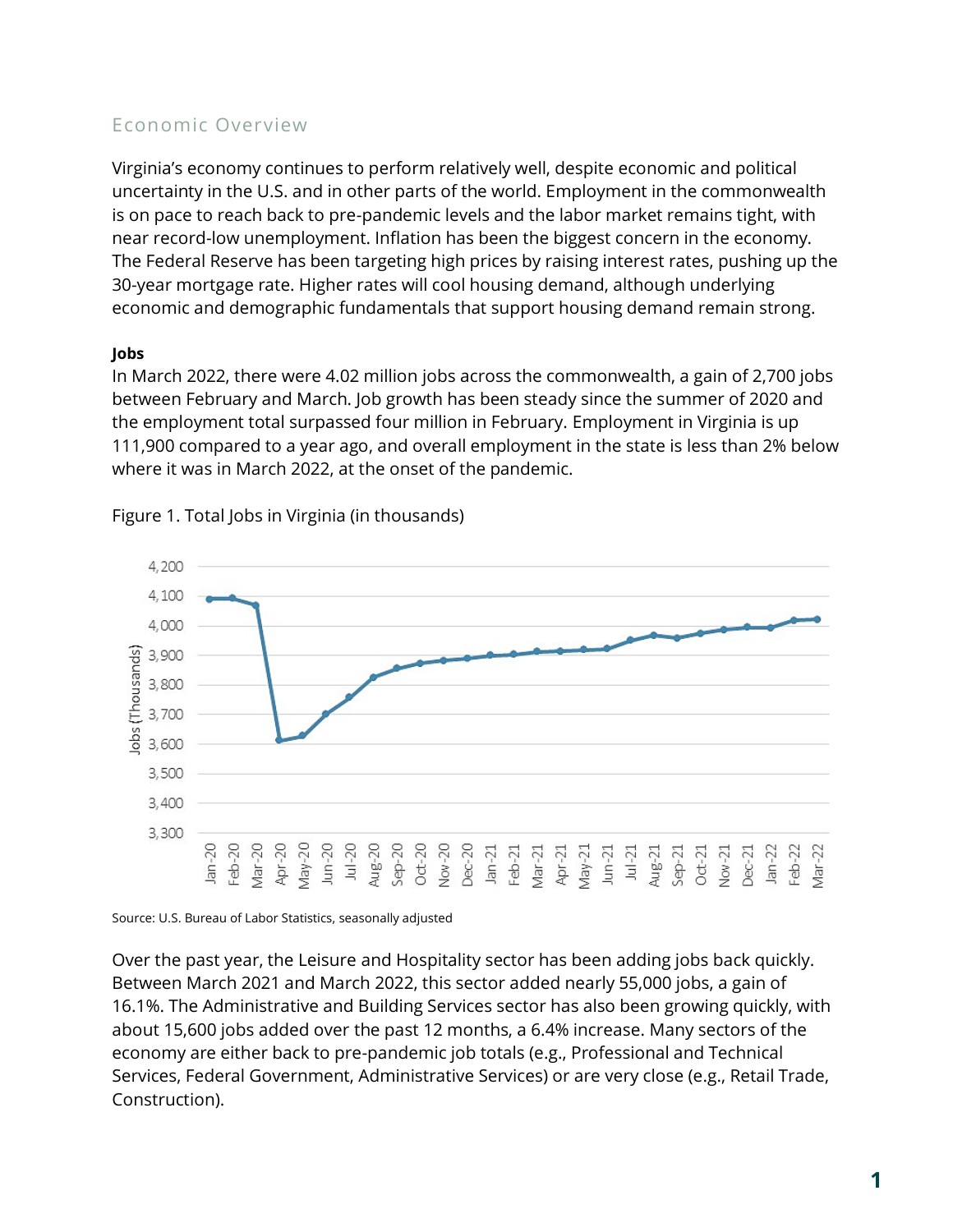## Economic Overview

Virginia's economy continues to perform relatively well, despite economic and political uncertainty in the U.S. and in other parts of the world. Employment in the commonwealth is on pace to reach back to pre-pandemic levels and the labor market remains tight, with near record-low unemployment. Inflation has been the biggest concern in the economy. The Federal Reserve has been targeting high prices by raising interest rates, pushing up the 30-year mortgage rate. Higher rates will cool housing demand, although underlying economic and demographic fundamentals that support housing demand remain strong.

**Jobs**

In March 2022, there were 4.02 million jobs across the commonwealth, a gain of 2,700 jobs between February and March. Job growth has been steady since the summer of 2020 and the employment total surpassed four million in February. Employment in Virginia is up 111,900 compared to a year ago, and overall employment in the state is less than 2% below where it was in March 2022, at the onset of the pandemic.

Figure 1. Total Jobs in Virginia (in thousands)

Source: U.S. Bureau of Labor Statistics, seasonally adjusted

Over the past year, the Leisure and Hospitality sector has been adding jobs back quickly. Between March 2021 and March 2022, this sector added nearly 55,000 jobs, a gain of 16.1%. The Administrative and Building Services sector has also been growing quickly, with about 15,600 jobs added over the past 12 months, a 6.4% increase. Many sectors of the economy are either back to pre-pandemic job totals (e.g., Professional and Technical Services, Federal Government, Administrative Services) or are very close (e.g., Retail Trade, Construction).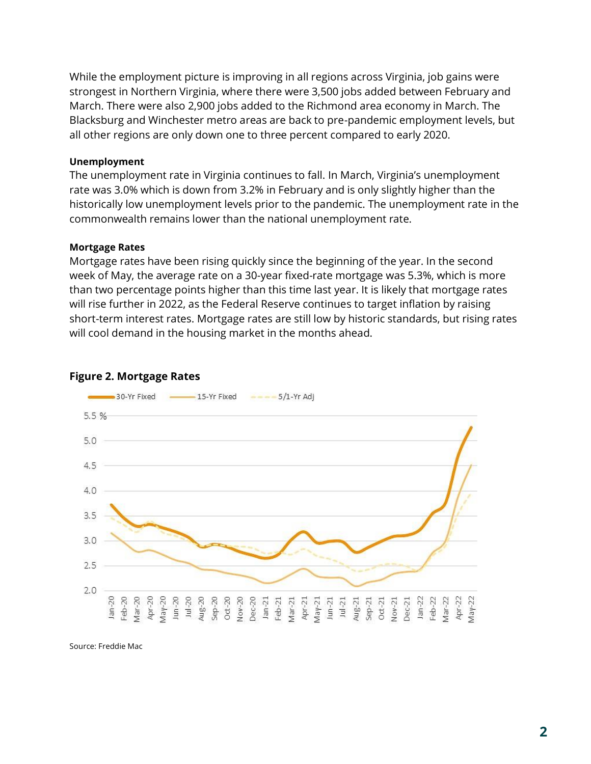While the employment picture is improving in all regions across Virginia, job gains were strongest in Northern Virginia, where there were 3,500 jobs added between February and March. There were also 2,900 jobs added to the Richmond area economy in March. The Blacksburg and Winchester metro areas are back to pre-pandemic employment levels, but all other regions are only down one to three percent compared to early 2020.

**Unemployment**

The unemployment rate in Virginia continues to fall. In March, Virginia's unemployment rate was 3.0% which is down from 3.2% in February and is only slightly higher than the historically low unemployment levels prior to the pandemic. The unemployment rate in the commonwealth remains lower than the national unemployment rate.

**Mortgage Rates**

Mortgage rates have been rising quickly since the beginning of the year. In the second week of May, the average rate on a 30-year fixed-rate mortgage was 5.3%, which is more than two percentage points higher than this time last year. It is likely that mortgage rates will rise further in 2022, as the Federal Reserve continues to target inflation by raising short-term interest rates. Mortgage rates are still low by historic standards, but rising rates will cool demand in the housing market in the months ahead.

**Figure 2. Mortgage Rates**

Source: Freddie Mac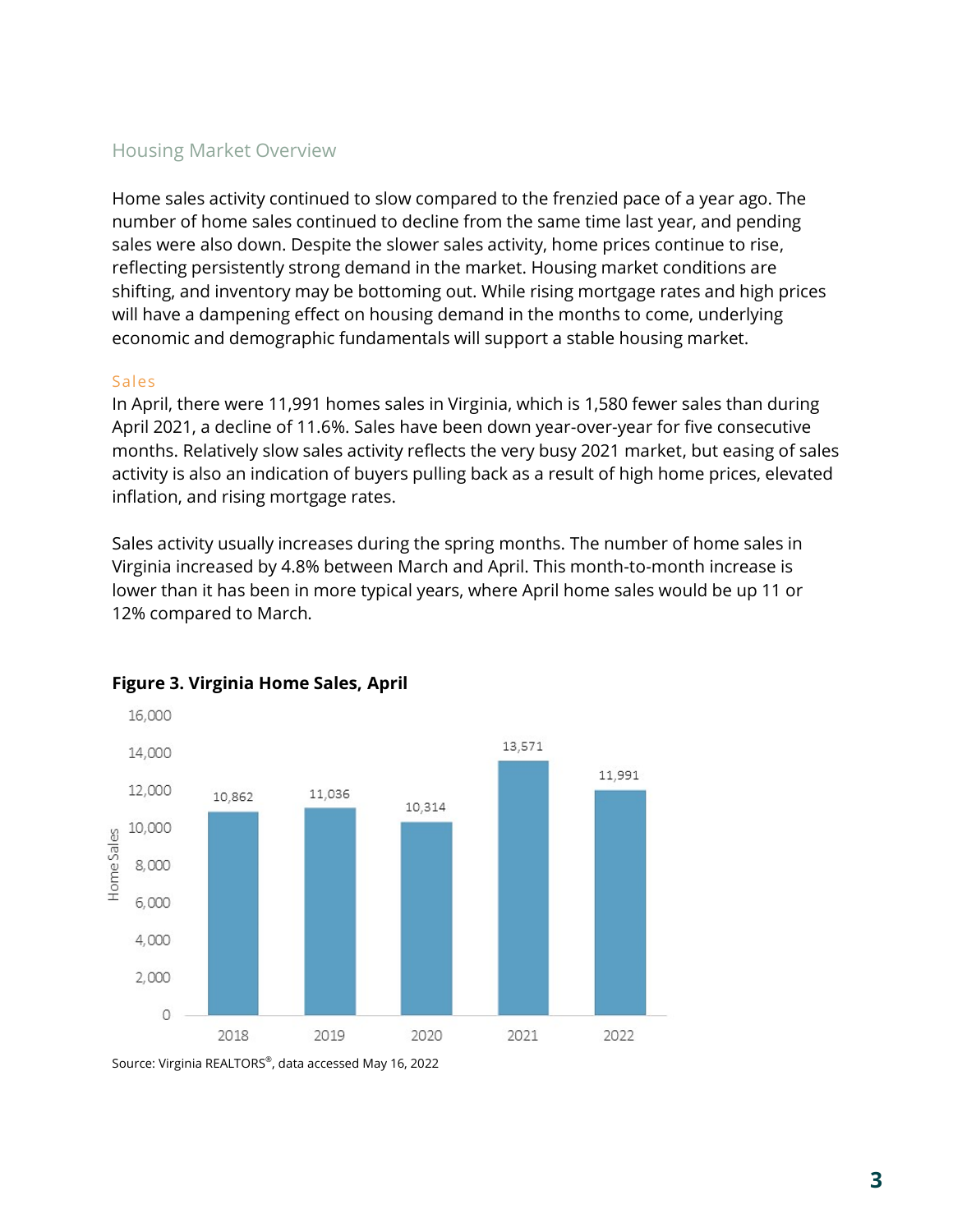## Housing Market Overview

Home sales activity continued to slow compared to the frenzied pace of a year ago. The number of home sales continued to decline from the same time last year, and pending sales were also down. Despite the slower sales activity, home prices continue to rise, reflecting persistently strong demand in the market. Housing market conditions are shifting, and inventory may be bottoming out. While rising mortgage rates and high prices will have a dampening effect on housing demand in the months to come, underlying economic and demographic fundamentals will support a stable housing market.

### Sales

In April, there were 11,991 homes sales in Virginia, which is 1,580 fewer sales than during April 2021, a decline of 11.6%. Sales have been down year-over-year for five consecutive months. Relatively slow sales activity reflects the very busy 2021 market, but easing of sales activity is also an indication of buyers pulling back as a result of high home prices, elevated inflation, and rising mortgage rates.

Sales activity usually increases during the spring months. The number of home sales in Virginia increased by 4.8% between March and April. This month-to-month increase is lower than it has been in more typical years, where April home sales would be up 11 or 12% compared to March.

**Figure 3. Virginia Home Sales, April**

| Year | Home Sales |
| --- | --- |
| 2018 | 10,862 |
| 2019 | 11,036 |
| 2020 | 10,314 |
| 2021 | 13,571 |
| 2022 | 11,991 |

Source: Virginia REALTORS®, data accessed May 16, 2022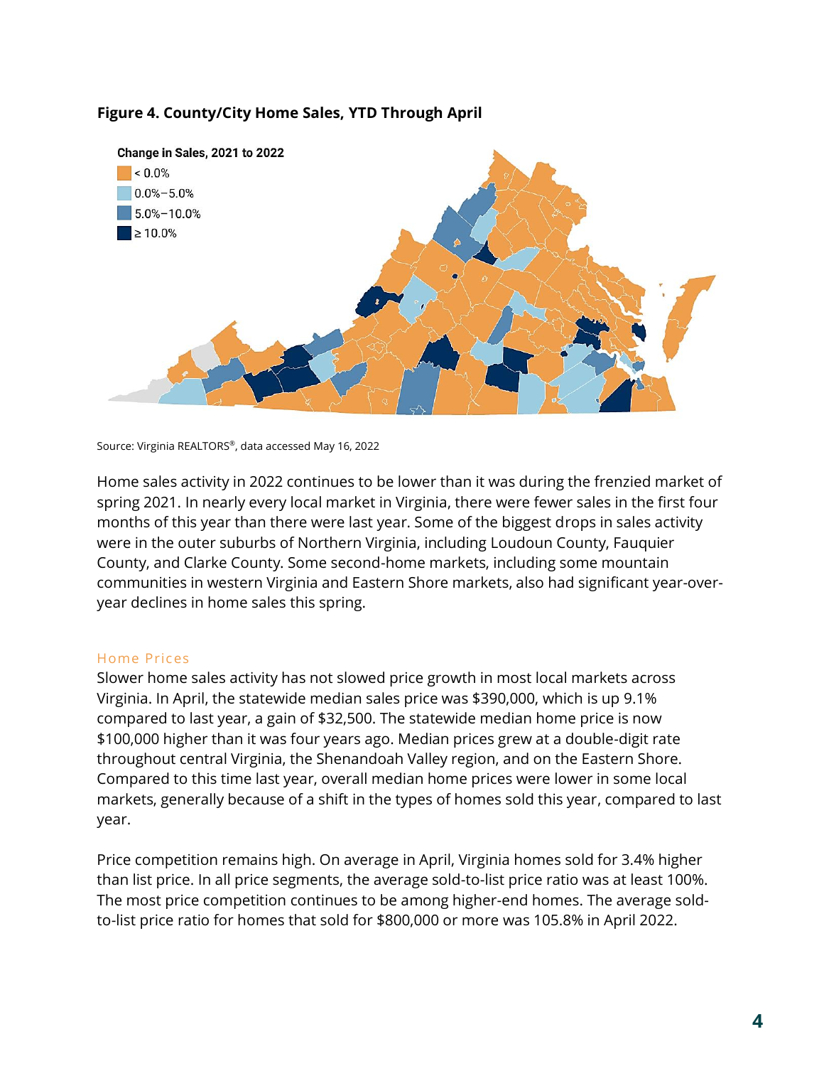**Figure 4. County/City Home Sales, YTD Through April**

Change in Sales, 2021 to 2022

- < 0.0%
- 0.0%–5.0%
- 5.0%–10.0%
- ≥ 10.0%

Source: Virginia REALTORS®, data accessed May 16, 2022

Home sales activity in 2022 continues to be lower than it was during the frenzied market of spring 2021. In nearly every local market in Virginia, there were fewer sales in the first four months of this year than there were last year. Some of the biggest drops in sales activity were in the outer suburbs of Northern Virginia, including Loudoun County, Fauquier County, and Clarke County. Some second-home markets, including some mountain communities in western Virginia and Eastern Shore markets, also had significant year-over-year declines in home sales this spring.

## Home Prices

Slower home sales activity has not slowed price growth in most local markets across Virginia. In April, the statewide median sales price was $390,000, which is up 9.1% compared to last year, a gain of $32,500. The statewide median home price is now $100,000 higher than it was four years ago. Median prices grew at a double-digit rate throughout central Virginia, the Shenandoah Valley region, and on the Eastern Shore. Compared to this time last year, overall median home prices were lower in some local markets, generally because of a shift in the types of homes sold this year, compared to last year.

Price competition remains high. On average in April, Virginia homes sold for 3.4% higher than list price. In all price segments, the average sold-to-list price ratio was at least 100%. The most price competition continues to be among higher-end homes. The average sold-to-list price ratio for homes that sold for $800,000 or more was 105.8% in April 2022.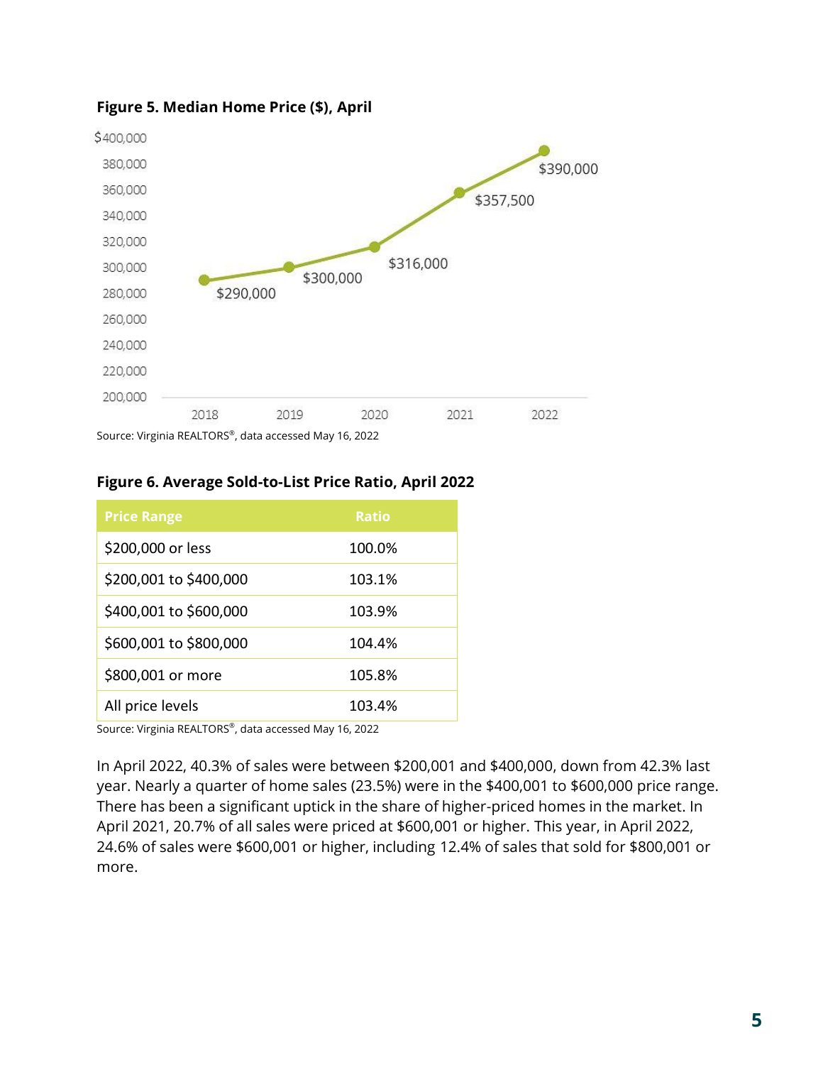**Figure 5. Median Home Price ($), April**

| Year | Median Home Price |
|---|---|
| 2018 | $290,000 |
| 2019 | $300,000 |
| 2020 | $316,000 |
| 2021 | $357,500 |
| 2022 | $390,000 |

Source: Virginia REALTORS®, data accessed May 16, 2022

**Figure 6. Average Sold-to-List Price Ratio, April 2022**

| Price Range | Ratio |
|---|---|
| $200,000 or less | 100.0% |
| $200,001 to $400,000 | 103.1% |
| $400,001 to $600,000 | 103.9% |
| $600,001 to $800,000 | 104.4% |
| $800,001 or more | 105.8% |
| All price levels | 103.4% |

Source: Virginia REALTORS®, data accessed May 16, 2022

In April 2022, 40.3% of sales were between $200,001 and $400,000, down from 42.3% last year. Nearly a quarter of home sales (23.5%) were in the $400,001 to $600,000 price range. There has been a significant uptick in the share of higher-priced homes in the market. In April 2021, 20.7% of all sales were priced at $600,001 or higher. This year, in April 2022, 24.6% of sales were $600,001 or higher, including 12.4% of sales that sold for $800,001 or more.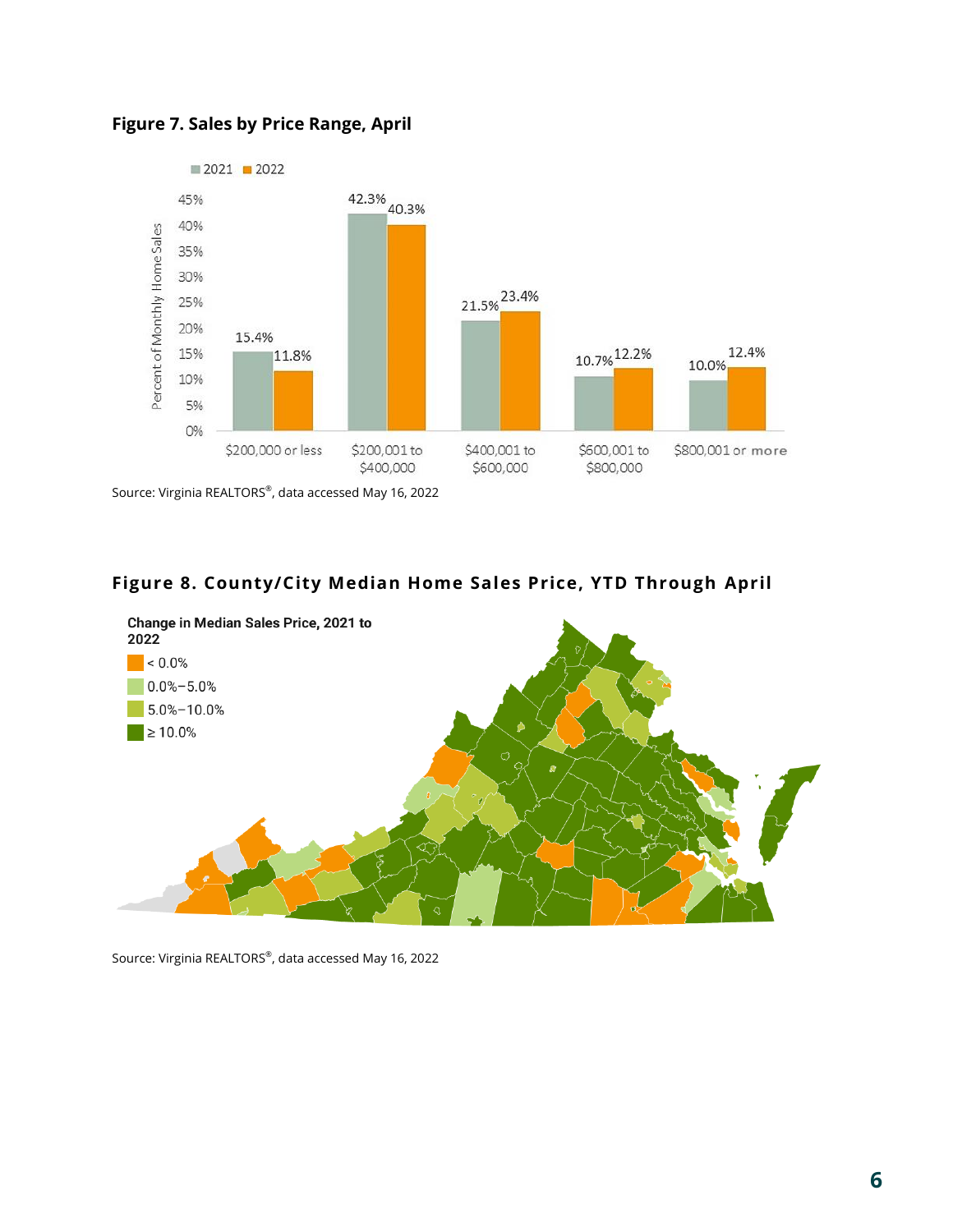**Figure 7. Sales by Price Range, April**

| Price Range | 2021 | 2022 |
|---|---|---|
| $200,000 or less | 15.4% | 11.8% |
| $200,001 to $400,000 | 42.3% | 40.3% |
| $400,001 to $600,000 | 21.5% | 23.4% |
| $600,001 to $800,000 | 10.7% | 12.2% |
| $800,001 or more | 10.0% | 12.4% |

Source: Virginia REALTORS®, data accessed May 16, 2022

**Figure 8. County/City Median Home Sales Price, YTD Through April**

Change in Median Sales Price, 2021 to 2022

- < 0.0%
- 0.0%–5.0%
- 5.0%–10.0%
- ≥ 10.0%

Source: Virginia REALTORS®, data accessed May 16, 2022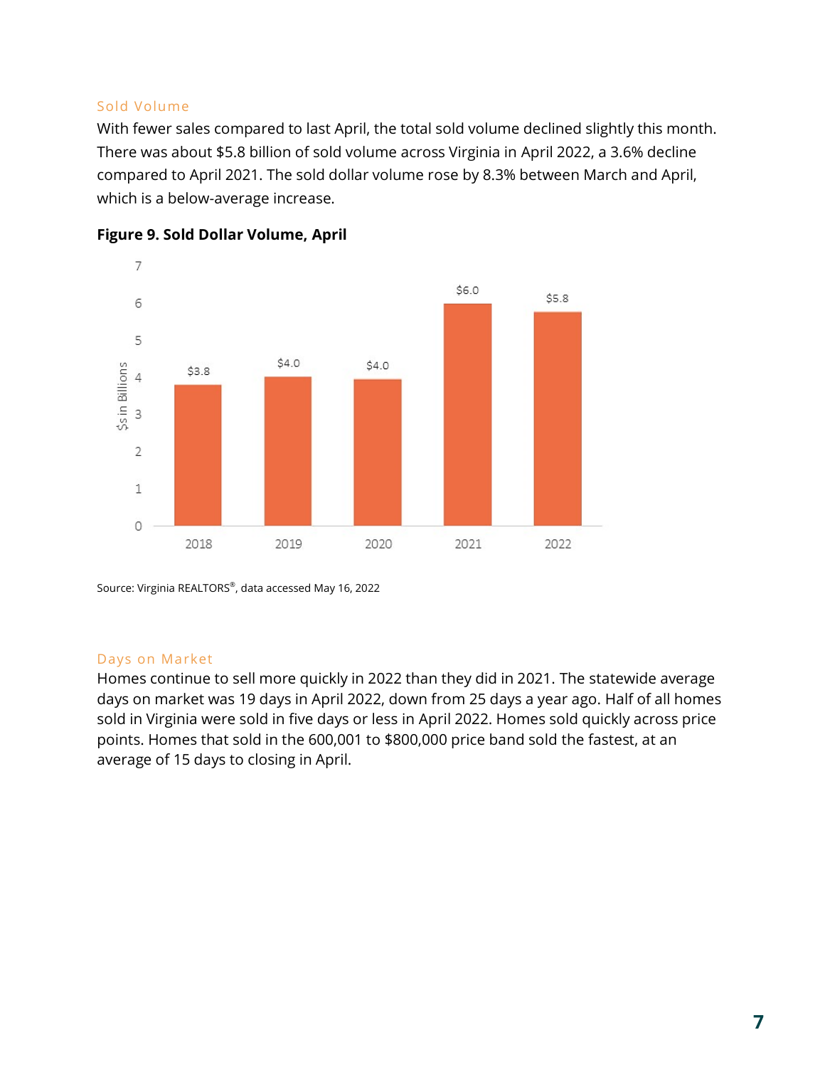## Sold Volume

With fewer sales compared to last April, the total sold volume declined slightly this month. There was about $5.8 billion of sold volume across Virginia in April 2022, a 3.6% decline compared to April 2021. The sold dollar volume rose by 8.3% between March and April, which is a below-average increase.

**Figure 9. Sold Dollar Volume, April**

| Year | $s in Billions |
| --- | --- |
| 2018 | $3.8 |
| 2019 | $4.0 |
| 2020 | $4.0 |
| 2021 | $6.0 |
| 2022 | $5.8 |

Source: Virginia REALTORS®, data accessed May 16, 2022

## Days on Market

Homes continue to sell more quickly in 2022 than they did in 2021. The statewide average days on market was 19 days in April 2022, down from 25 days a year ago. Half of all homes sold in Virginia were sold in five days or less in April 2022. Homes sold quickly across price points. Homes that sold in the 600,001 to $800,000 price band sold the fastest, at an average of 15 days to closing in April.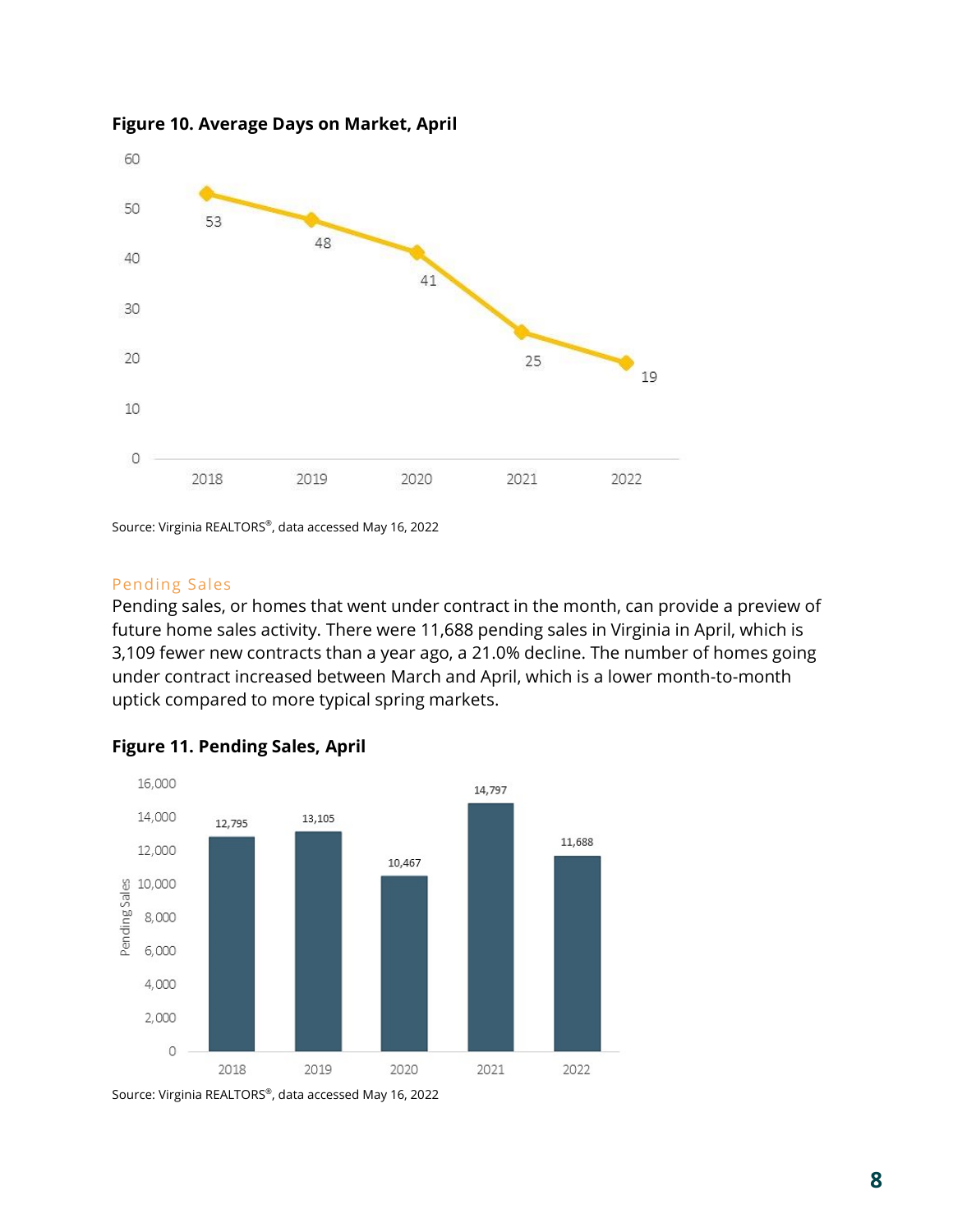**Figure 10. Average Days on Market, April**

| Year | Average Days on Market |
|---|---|
| 2018 | 53 |
| 2019 | 48 |
| 2020 | 41 |
| 2021 | 25 |
| 2022 | 19 |

Source: Virginia REALTORS®, data accessed May 16, 2022

### Pending Sales

Pending sales, or homes that went under contract in the month, can provide a preview of future home sales activity. There were 11,688 pending sales in Virginia in April, which is 3,109 fewer new contracts than a year ago, a 21.0% decline. The number of homes going under contract increased between March and April, which is a lower month-to-month uptick compared to more typical spring markets.

**Figure 11. Pending Sales, April**

| Year | Pending Sales |
|---|---|
| 2018 | 12,795 |
| 2019 | 13,105 |
| 2020 | 10,467 |
| 2021 | 14,797 |
| 2022 | 11,688 |

Source: Virginia REALTORS®, data accessed May 16, 2022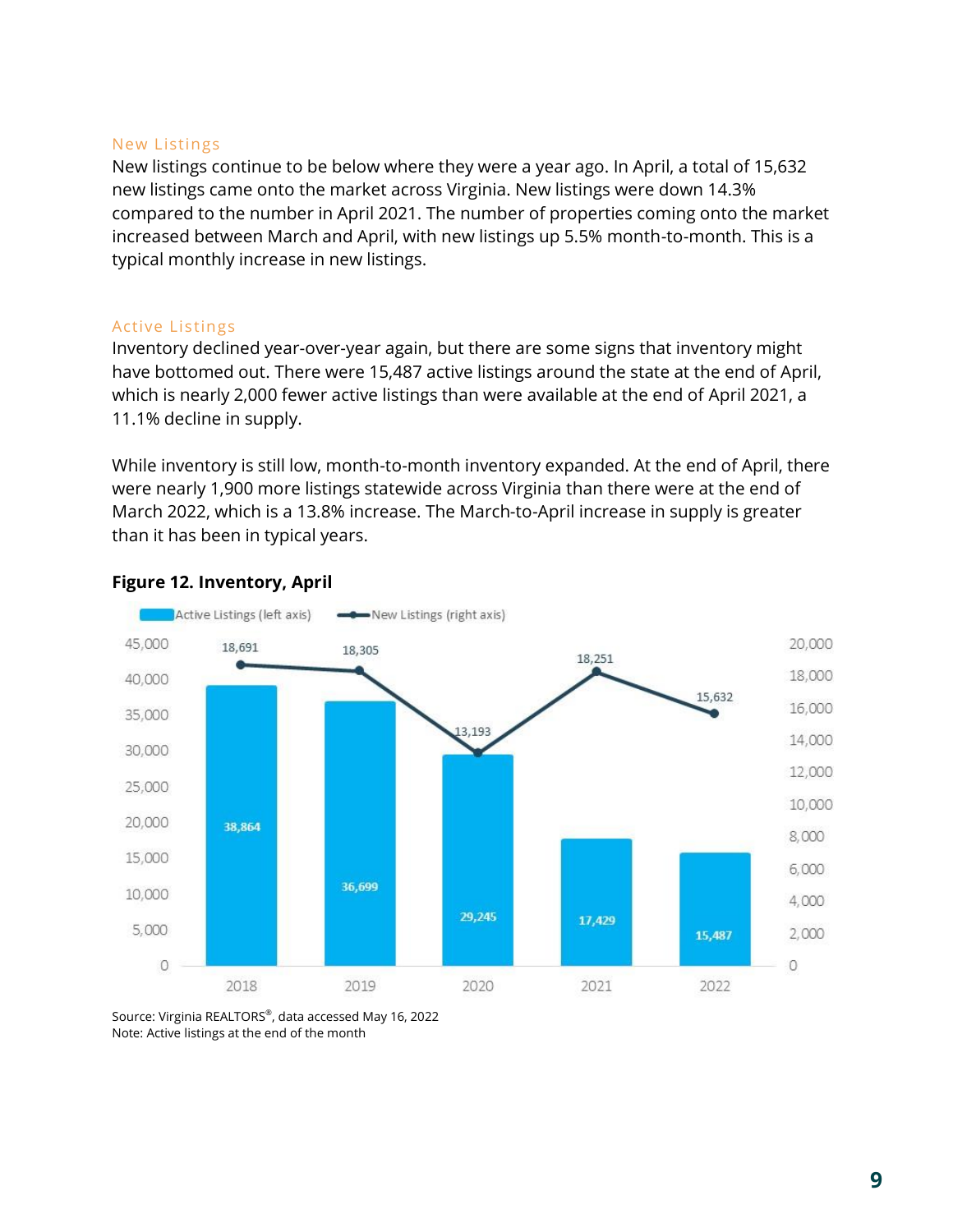## New Listings

New listings continue to be below where they were a year ago. In April, a total of 15,632 new listings came onto the market across Virginia. New listings were down 14.3% compared to the number in April 2021. The number of properties coming onto the market increased between March and April, with new listings up 5.5% month-to-month. This is a typical monthly increase in new listings.

## Active Listings

Inventory declined year-over-year again, but there are some signs that inventory might have bottomed out. There were 15,487 active listings around the state at the end of April, which is nearly 2,000 fewer active listings than were available at the end of April 2021, a 11.1% decline in supply.

While inventory is still low, month-to-month inventory expanded. At the end of April, there were nearly 1,900 more listings statewide across Virginia than there were at the end of March 2022, which is a 13.8% increase. The March-to-April increase in supply is greater than it has been in typical years.

**Figure 12. Inventory, April**

| Year | Active Listings (left axis) | New Listings (right axis) |
|---|---|---|
| 2018 | 38,864 | 18,691 |
| 2019 | 36,699 | 18,305 |
| 2020 | 29,245 | 13,193 |
| 2021 | 17,429 | 18,251 |
| 2022 | 15,487 | 15,632 |

Source: Virginia REALTORS®, data accessed May 16, 2022
Note: Active listings at the end of the month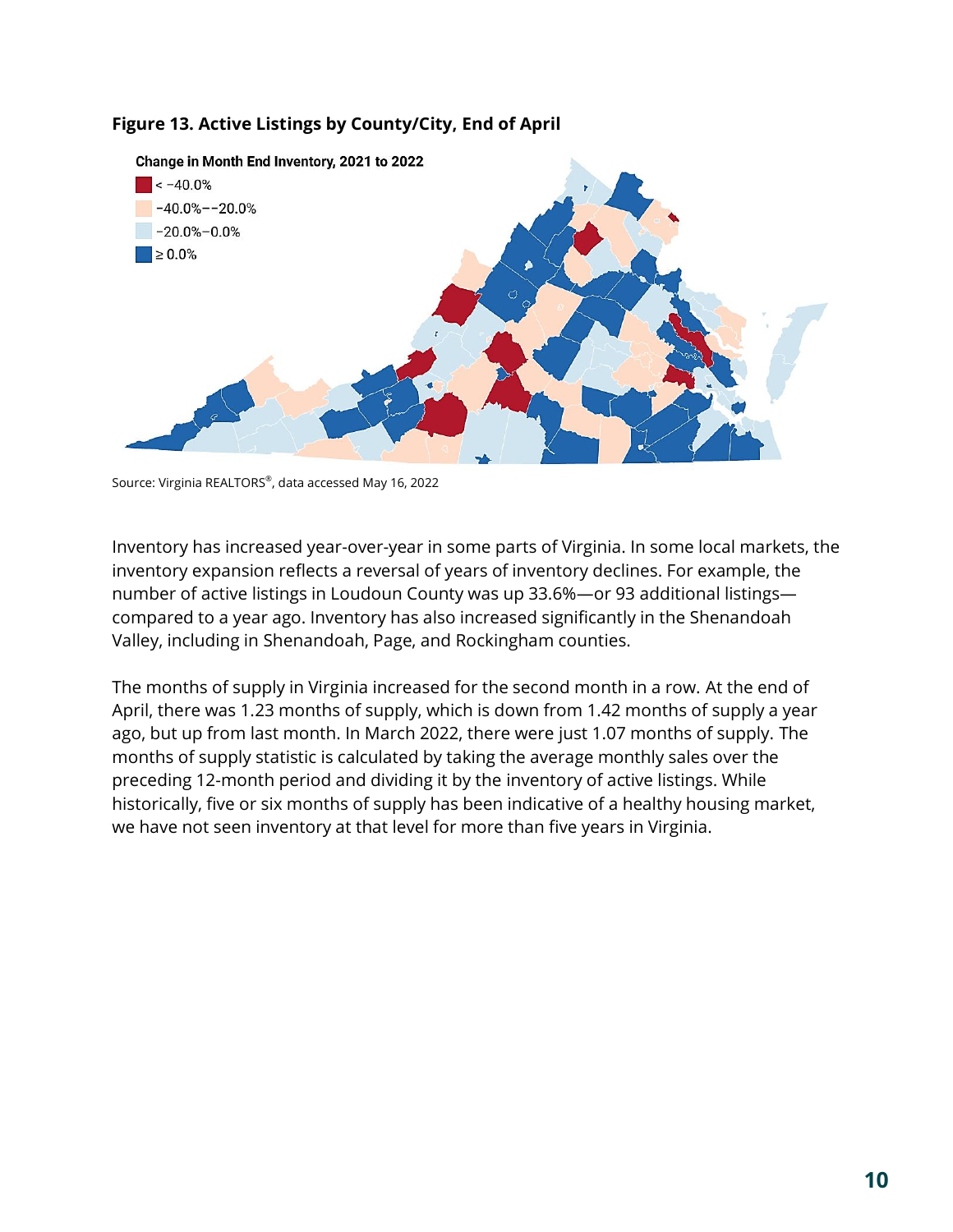**Figure 13. Active Listings by County/City, End of April**

Change in Month End Inventory, 2021 to 2022

- < −40.0%
- −40.0%−−20.0%
- −20.0%−0.0%
- ≥ 0.0%

Source: Virginia REALTORS®, data accessed May 16, 2022

Inventory has increased year-over-year in some parts of Virginia. In some local markets, the inventory expansion reflects a reversal of years of inventory declines. For example, the number of active listings in Loudoun County was up 33.6%—or 93 additional listings—compared to a year ago. Inventory has also increased significantly in the Shenandoah Valley, including in Shenandoah, Page, and Rockingham counties.

The months of supply in Virginia increased for the second month in a row. At the end of April, there was 1.23 months of supply, which is down from 1.42 months of supply a year ago, but up from last month. In March 2022, there were just 1.07 months of supply. The months of supply statistic is calculated by taking the average monthly sales over the preceding 12-month period and dividing it by the inventory of active listings. While historically, five or six months of supply has been indicative of a healthy housing market, we have not seen inventory at that level for more than five years in Virginia.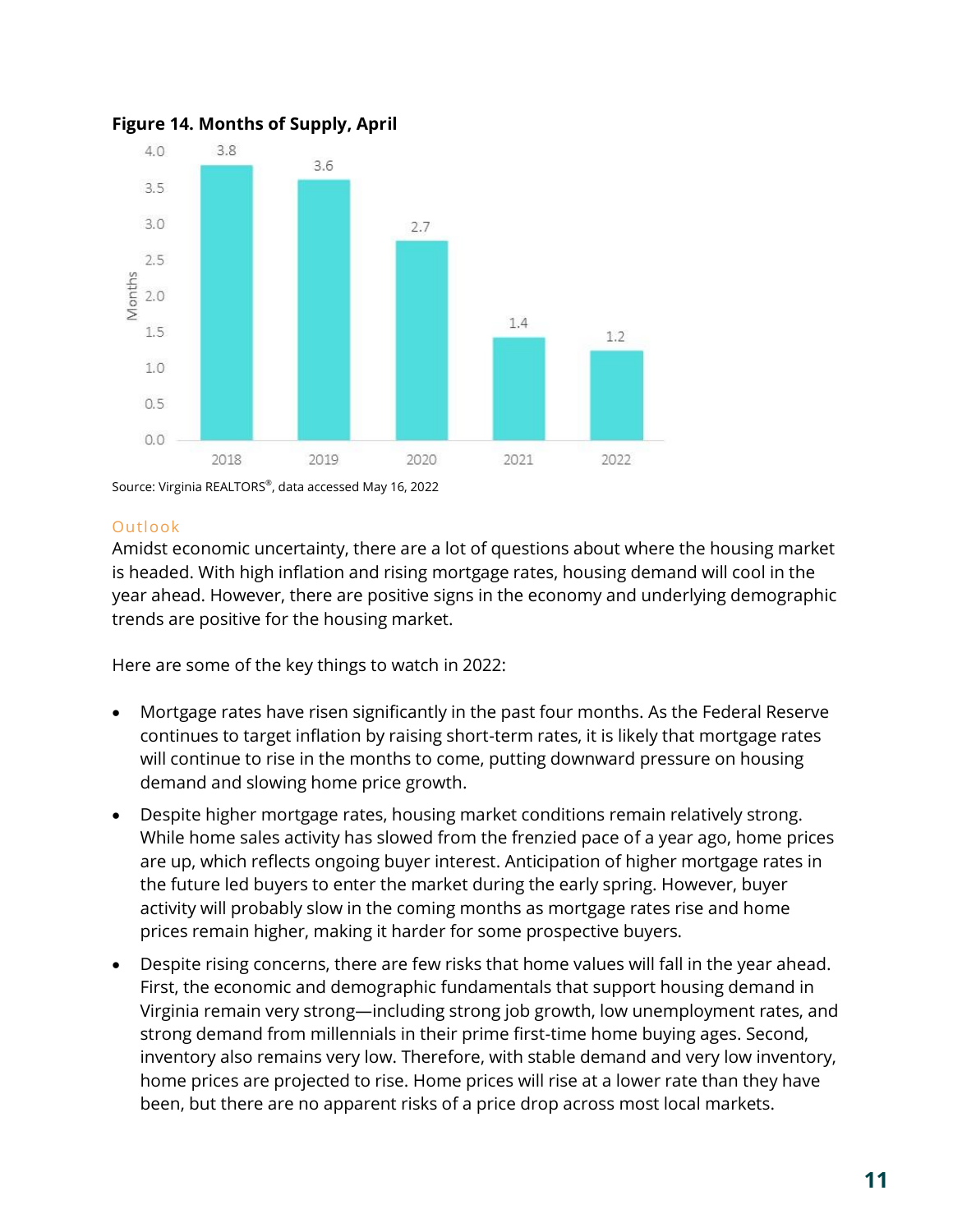**Figure 14. Months of Supply, April**

| Year | Months |
| --- | --- |
| 2018 | 3.8 |
| 2019 | 3.6 |
| 2020 | 2.7 |
| 2021 | 1.4 |
| 2022 | 1.2 |

Source: Virginia REALTORS®, data accessed May 16, 2022

## Outlook

Amidst economic uncertainty, there are a lot of questions about where the housing market is headed. With high inflation and rising mortgage rates, housing demand will cool in the year ahead. However, there are positive signs in the economy and underlying demographic trends are positive for the housing market.

Here are some of the key things to watch in 2022:

- Mortgage rates have risen significantly in the past four months. As the Federal Reserve continues to target inflation by raising short-term rates, it is likely that mortgage rates will continue to rise in the months to come, putting downward pressure on housing demand and slowing home price growth.
- Despite higher mortgage rates, housing market conditions remain relatively strong. While home sales activity has slowed from the frenzied pace of a year ago, home prices are up, which reflects ongoing buyer interest. Anticipation of higher mortgage rates in the future led buyers to enter the market during the early spring. However, buyer activity will probably slow in the coming months as mortgage rates rise and home prices remain higher, making it harder for some prospective buyers.
- Despite rising concerns, there are few risks that home values will fall in the year ahead. First, the economic and demographic fundamentals that support housing demand in Virginia remain very strong—including strong job growth, low unemployment rates, and strong demand from millennials in their prime first-time home buying ages. Second, inventory also remains very low. Therefore, with stable demand and very low inventory, home prices are projected to rise. Home prices will rise at a lower rate than they have been, but there are no apparent risks of a price drop across most local markets.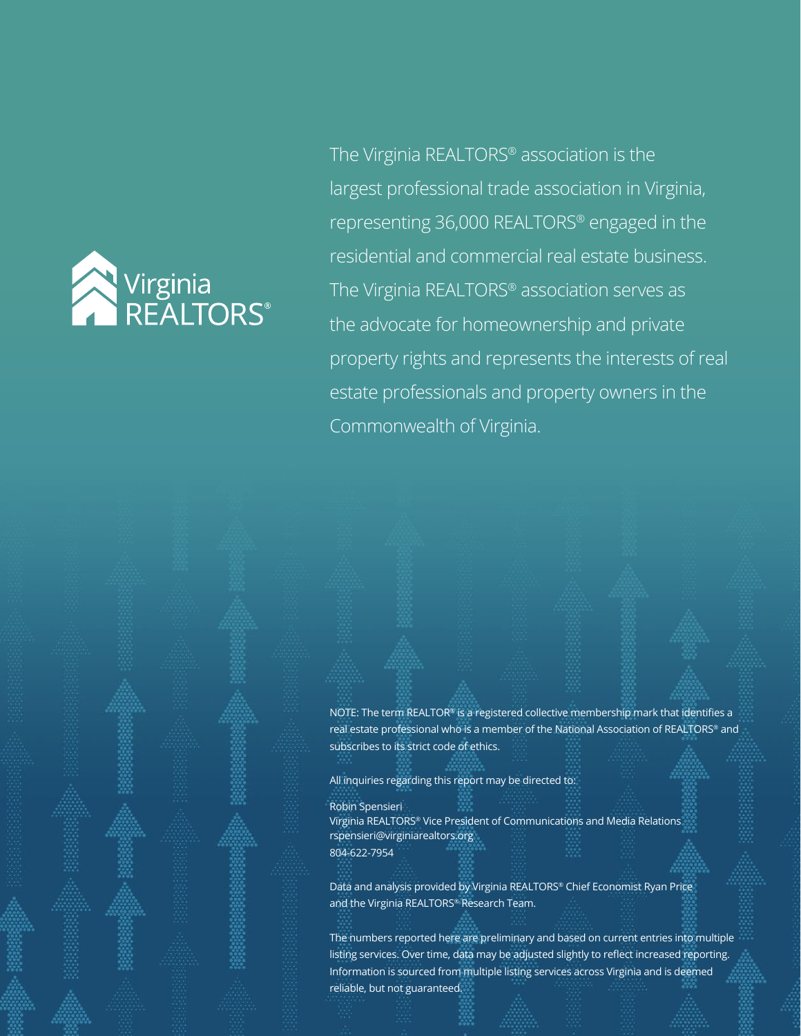Virginia REALTORS®

The Virginia REALTORS® association is the largest professional trade association in Virginia, representing 36,000 REALTORS® engaged in the residential and commercial real estate business. The Virginia REALTORS® association serves as the advocate for homeownership and private property rights and represents the interests of real estate professionals and property owners in the Commonwealth of Virginia.

NOTE: The term REALTOR® is a registered collective membership mark that identifies a real estate professional who is a member of the National Association of REALTORS® and subscribes to its strict code of ethics.

All inquiries regarding this report may be directed to:

Robin Spensieri
Virginia REALTORS® Vice President of Communications and Media Relations
rspensieri@virginiarealtors.org
804-622-7954

Data and analysis provided by Virginia REALTORS® Chief Economist Ryan Price and the Virginia REALTORS® Research Team.

The numbers reported here are preliminary and based on current entries into multiple listing services. Over time, data may be adjusted slightly to reflect increased reporting. Information is sourced from multiple listing services across Virginia and is deemed reliable, but not guaranteed.